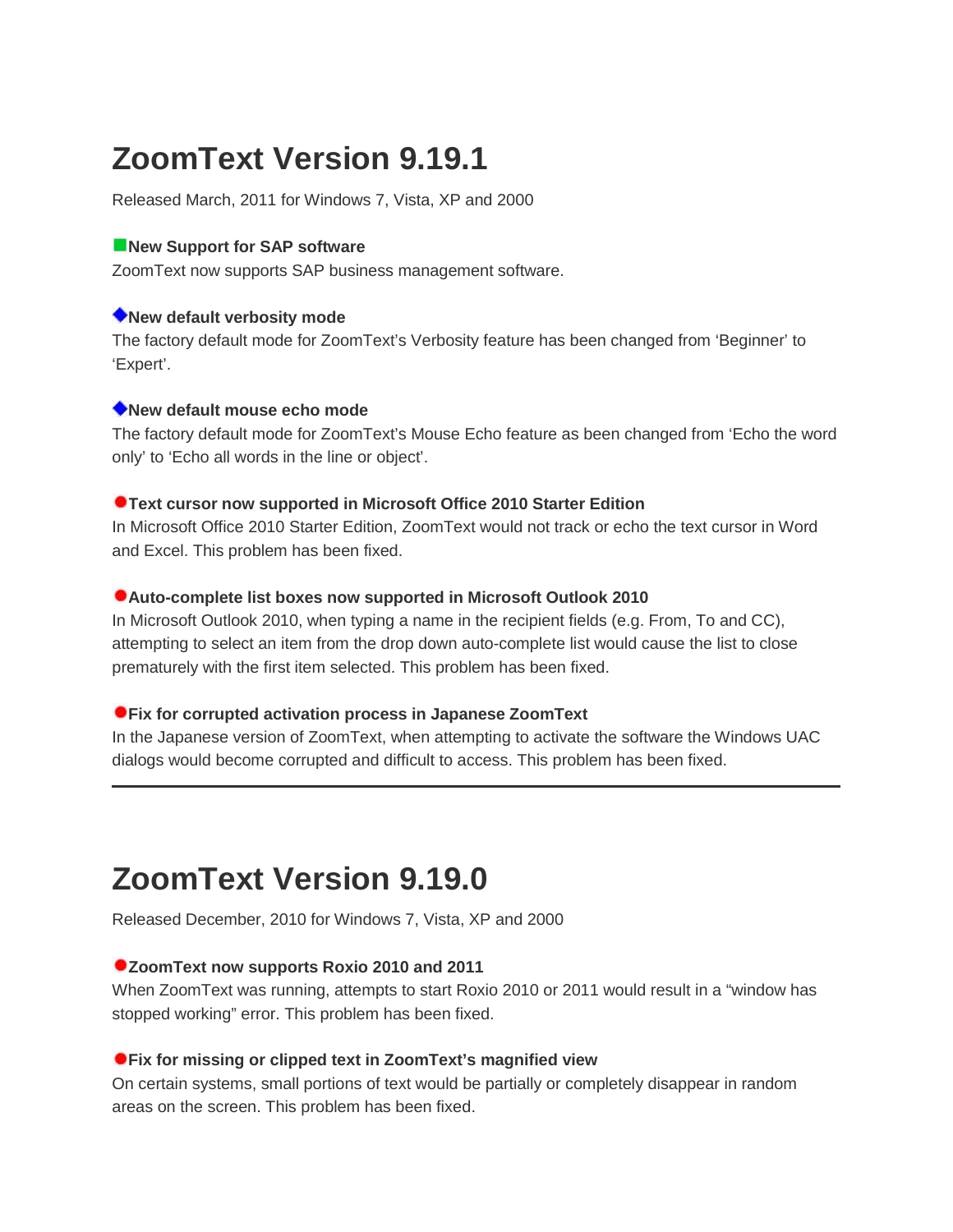# ZoomText Version 9.19.1

Released March, 2011 for Windows 7, Vista, XP and 2000

**New Support for SAP software**
ZoomText now supports SAP business management software.

**New default verbosity mode**
The factory default mode for ZoomText's Verbosity feature has been changed from 'Beginner' to 'Expert'.

**New default mouse echo mode**
The factory default mode for ZoomText's Mouse Echo feature as been changed from 'Echo the word only' to 'Echo all words in the line or object'.

**Text cursor now supported in Microsoft Office 2010 Starter Edition**
In Microsoft Office 2010 Starter Edition, ZoomText would not track or echo the text cursor in Word and Excel. This problem has been fixed.

**Auto-complete list boxes now supported in Microsoft Outlook 2010**
In Microsoft Outlook 2010, when typing a name in the recipient fields (e.g. From, To and CC), attempting to select an item from the drop down auto-complete list would cause the list to close prematurely with the first item selected. This problem has been fixed.

**Fix for corrupted activation process in Japanese ZoomText**
In the Japanese version of ZoomText, when attempting to activate the software the Windows UAC dialogs would become corrupted and difficult to access. This problem has been fixed.

---

# ZoomText Version 9.19.0

Released December, 2010 for Windows 7, Vista, XP and 2000

**ZoomText now supports Roxio 2010 and 2011**
When ZoomText was running, attempts to start Roxio 2010 or 2011 would result in a "window has stopped working" error. This problem has been fixed.

**Fix for missing or clipped text in ZoomText's magnified view**
On certain systems, small portions of text would be partially or completely disappear in random areas on the screen. This problem has been fixed.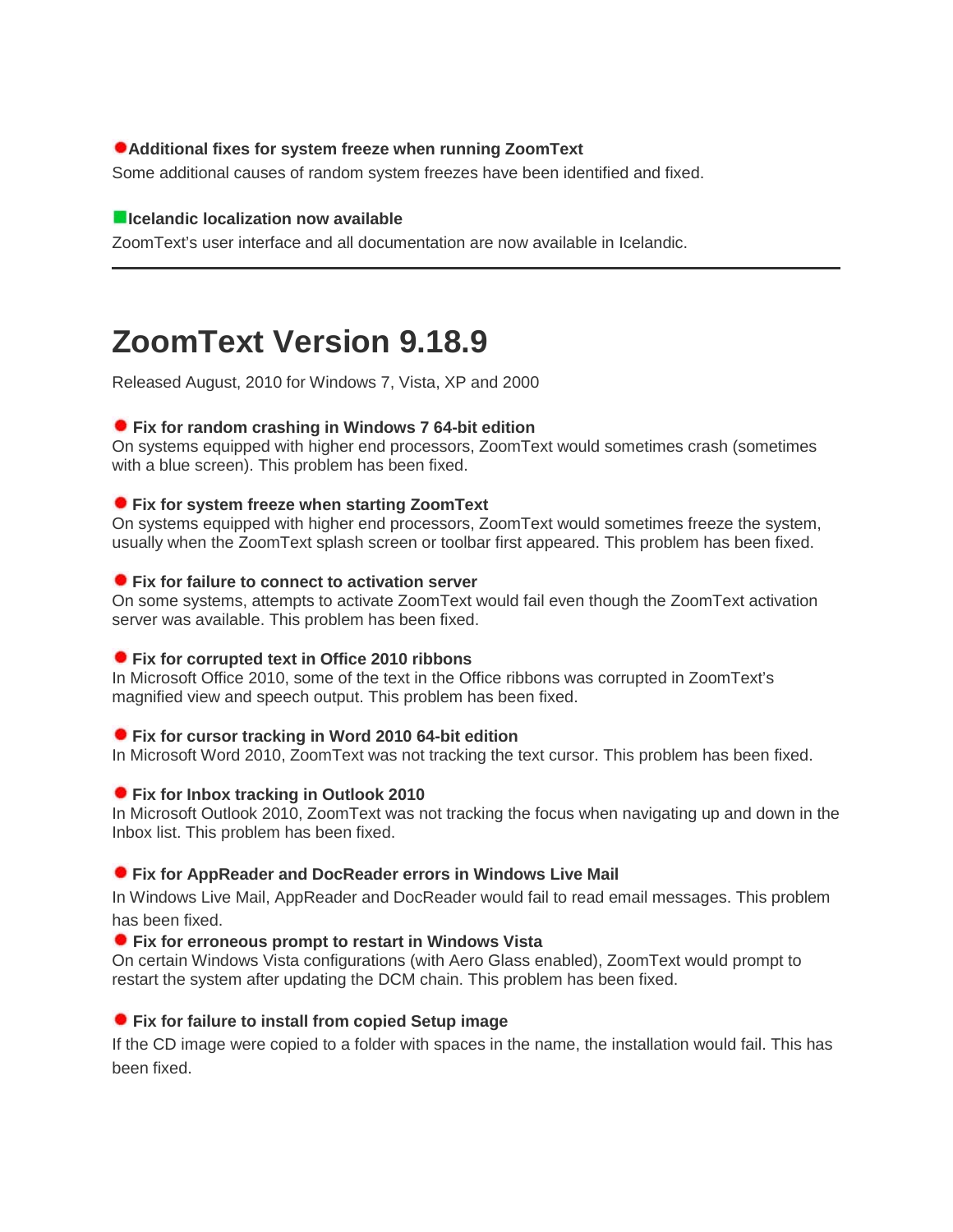**Additional fixes for system freeze when running ZoomText**

Some additional causes of random system freezes have been identified and fixed.

**Icelandic localization now available**

ZoomText's user interface and all documentation are now available in Icelandic.

---

# ZoomText Version 9.18.9

Released August, 2010 for Windows 7, Vista, XP and 2000

**Fix for random crashing in Windows 7 64-bit edition**

On systems equipped with higher end processors, ZoomText would sometimes crash (sometimes with a blue screen). This problem has been fixed.

**Fix for system freeze when starting ZoomText**

On systems equipped with higher end processors, ZoomText would sometimes freeze the system, usually when the ZoomText splash screen or toolbar first appeared. This problem has been fixed.

**Fix for failure to connect to activation server**

On some systems, attempts to activate ZoomText would fail even though the ZoomText activation server was available. This problem has been fixed.

**Fix for corrupted text in Office 2010 ribbons**

In Microsoft Office 2010, some of the text in the Office ribbons was corrupted in ZoomText's magnified view and speech output. This problem has been fixed.

**Fix for cursor tracking in Word 2010 64-bit edition**

In Microsoft Word 2010, ZoomText was not tracking the text cursor. This problem has been fixed.

**Fix for Inbox tracking in Outlook 2010**

In Microsoft Outlook 2010, ZoomText was not tracking the focus when navigating up and down in the Inbox list. This problem has been fixed.

**Fix for AppReader and DocReader errors in Windows Live Mail**

In Windows Live Mail, AppReader and DocReader would fail to read email messages. This problem has been fixed.

**Fix for erroneous prompt to restart in Windows Vista**

On certain Windows Vista configurations (with Aero Glass enabled), ZoomText would prompt to restart the system after updating the DCM chain. This problem has been fixed.

**Fix for failure to install from copied Setup image**

If the CD image were copied to a folder with spaces in the name, the installation would fail. This has been fixed.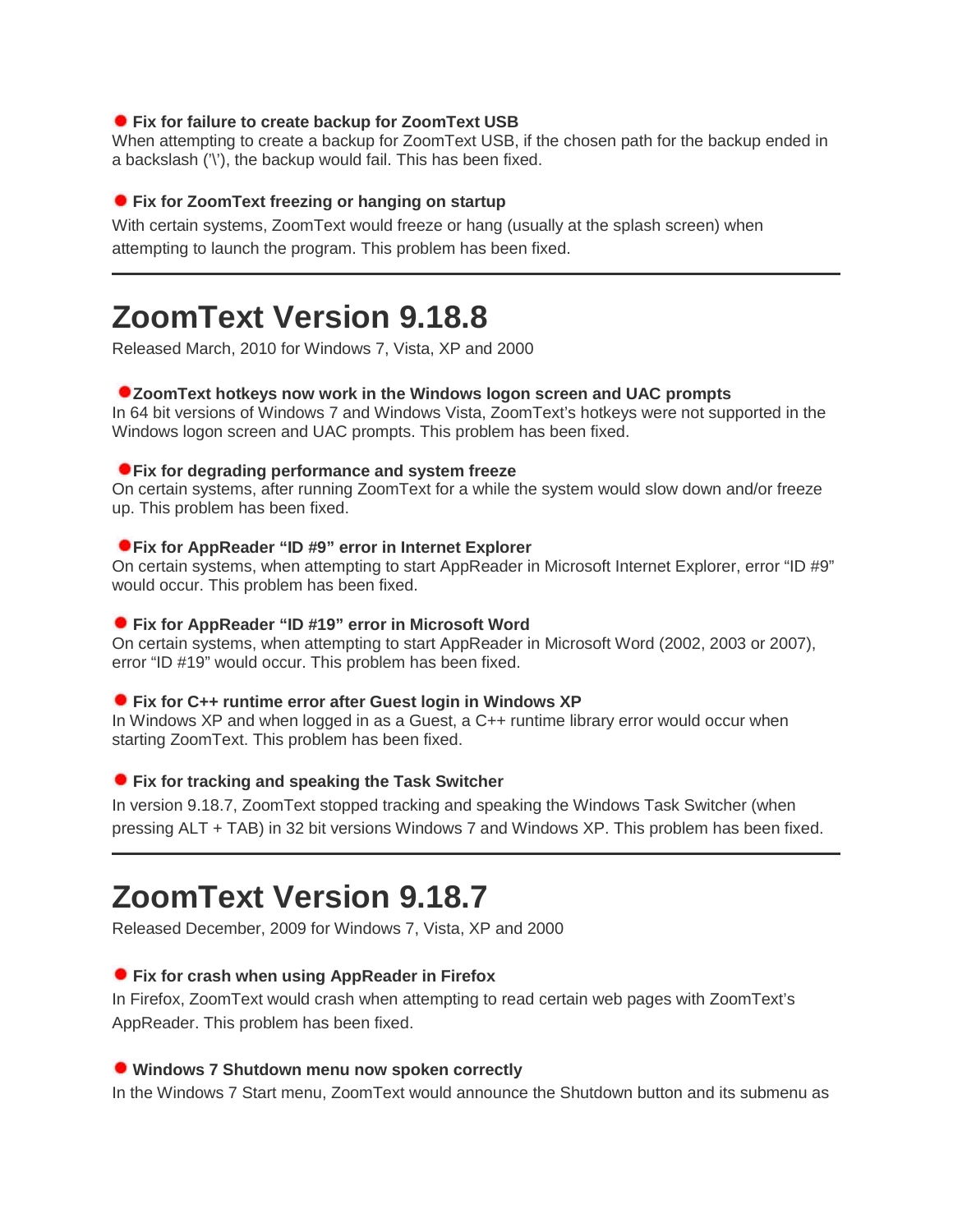**Fix for failure to create backup for ZoomText USB**
When attempting to create a backup for ZoomText USB, if the chosen path for the backup ended in a backslash ('\'), the backup would fail. This has been fixed.

**Fix for ZoomText freezing or hanging on startup**
With certain systems, ZoomText would freeze or hang (usually at the splash screen) when attempting to launch the program. This problem has been fixed.

---

# ZoomText Version 9.18.8

Released March, 2010 for Windows 7, Vista, XP and 2000

**ZoomText hotkeys now work in the Windows logon screen and UAC prompts**
In 64 bit versions of Windows 7 and Windows Vista, ZoomText's hotkeys were not supported in the Windows logon screen and UAC prompts. This problem has been fixed.

**Fix for degrading performance and system freeze**
On certain systems, after running ZoomText for a while the system would slow down and/or freeze up. This problem has been fixed.

**Fix for AppReader "ID #9" error in Internet Explorer**
On certain systems, when attempting to start AppReader in Microsoft Internet Explorer, error "ID #9" would occur. This problem has been fixed.

**Fix for AppReader "ID #19" error in Microsoft Word**
On certain systems, when attempting to start AppReader in Microsoft Word (2002, 2003 or 2007), error "ID #19" would occur. This problem has been fixed.

**Fix for C++ runtime error after Guest login in Windows XP**
In Windows XP and when logged in as a Guest, a C++ runtime library error would occur when starting ZoomText. This problem has been fixed.

**Fix for tracking and speaking the Task Switcher**
In version 9.18.7, ZoomText stopped tracking and speaking the Windows Task Switcher (when pressing ALT + TAB) in 32 bit versions Windows 7 and Windows XP. This problem has been fixed.

---

# ZoomText Version 9.18.7

Released December, 2009 for Windows 7, Vista, XP and 2000

**Fix for crash when using AppReader in Firefox**
In Firefox, ZoomText would crash when attempting to read certain web pages with ZoomText's AppReader. This problem has been fixed.

**Windows 7 Shutdown menu now spoken correctly**
In the Windows 7 Start menu, ZoomText would announce the Shutdown button and its submenu as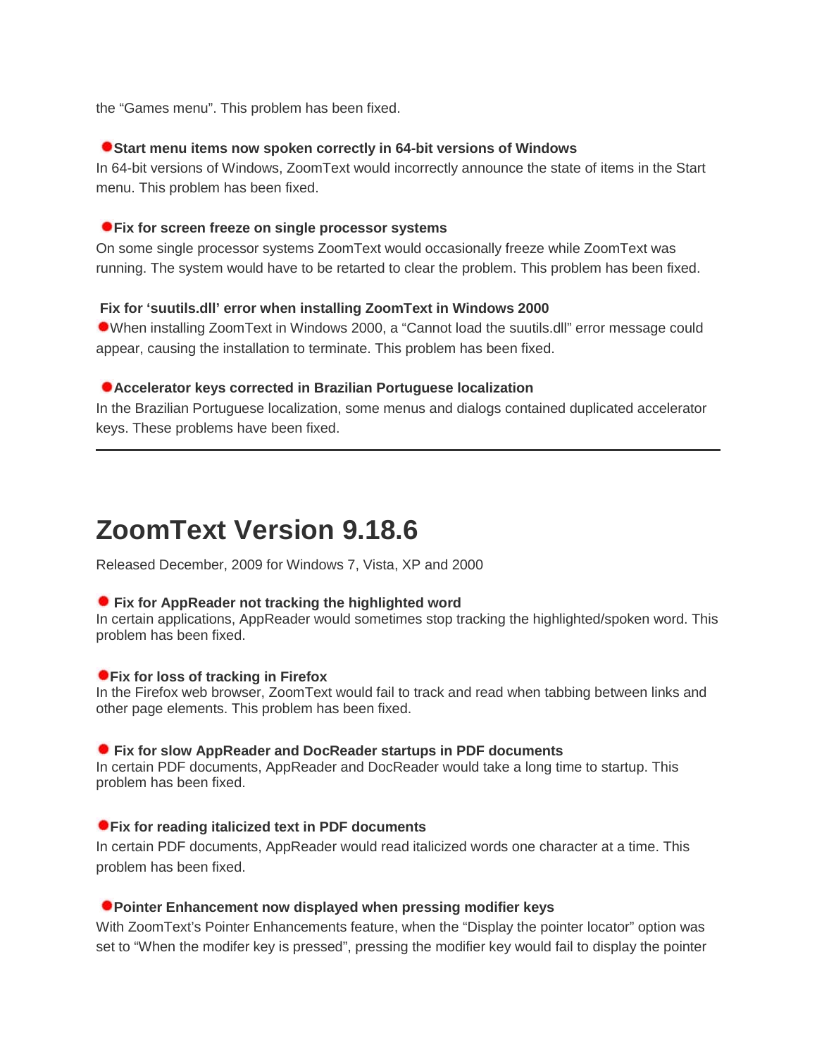the “Games menu”. This problem has been fixed.

**Start menu items now spoken correctly in 64-bit versions of Windows**

In 64-bit versions of Windows, ZoomText would incorrectly announce the state of items in the Start menu. This problem has been fixed.

**Fix for screen freeze on single processor systems**

On some single processor systems ZoomText would occasionally freeze while ZoomText was running. The system would have to be retarted to clear the problem. This problem has been fixed.

**Fix for ‘suutils.dll’ error when installing ZoomText in Windows 2000**

When installing ZoomText in Windows 2000, a “Cannot load the suutils.dll” error message could appear, causing the installation to terminate. This problem has been fixed.

**Accelerator keys corrected in Brazilian Portuguese localization**

In the Brazilian Portuguese localization, some menus and dialogs contained duplicated accelerator keys. These problems have been fixed.

---

# ZoomText Version 9.18.6

Released December, 2009 for Windows 7, Vista, XP and 2000

**Fix for AppReader not tracking the highlighted word**

In certain applications, AppReader would sometimes stop tracking the highlighted/spoken word. This problem has been fixed.

**Fix for loss of tracking in Firefox**

In the Firefox web browser, ZoomText would fail to track and read when tabbing between links and other page elements. This problem has been fixed.

**Fix for slow AppReader and DocReader startups in PDF documents**

In certain PDF documents, AppReader and DocReader would take a long time to startup. This problem has been fixed.

**Fix for reading italicized text in PDF documents**

In certain PDF documents, AppReader would read italicized words one character at a time. This problem has been fixed.

**Pointer Enhancement now displayed when pressing modifier keys**

With ZoomText’s Pointer Enhancements feature, when the “Display the pointer locator” option was set to “When the modifer key is pressed”, pressing the modifier key would fail to display the pointer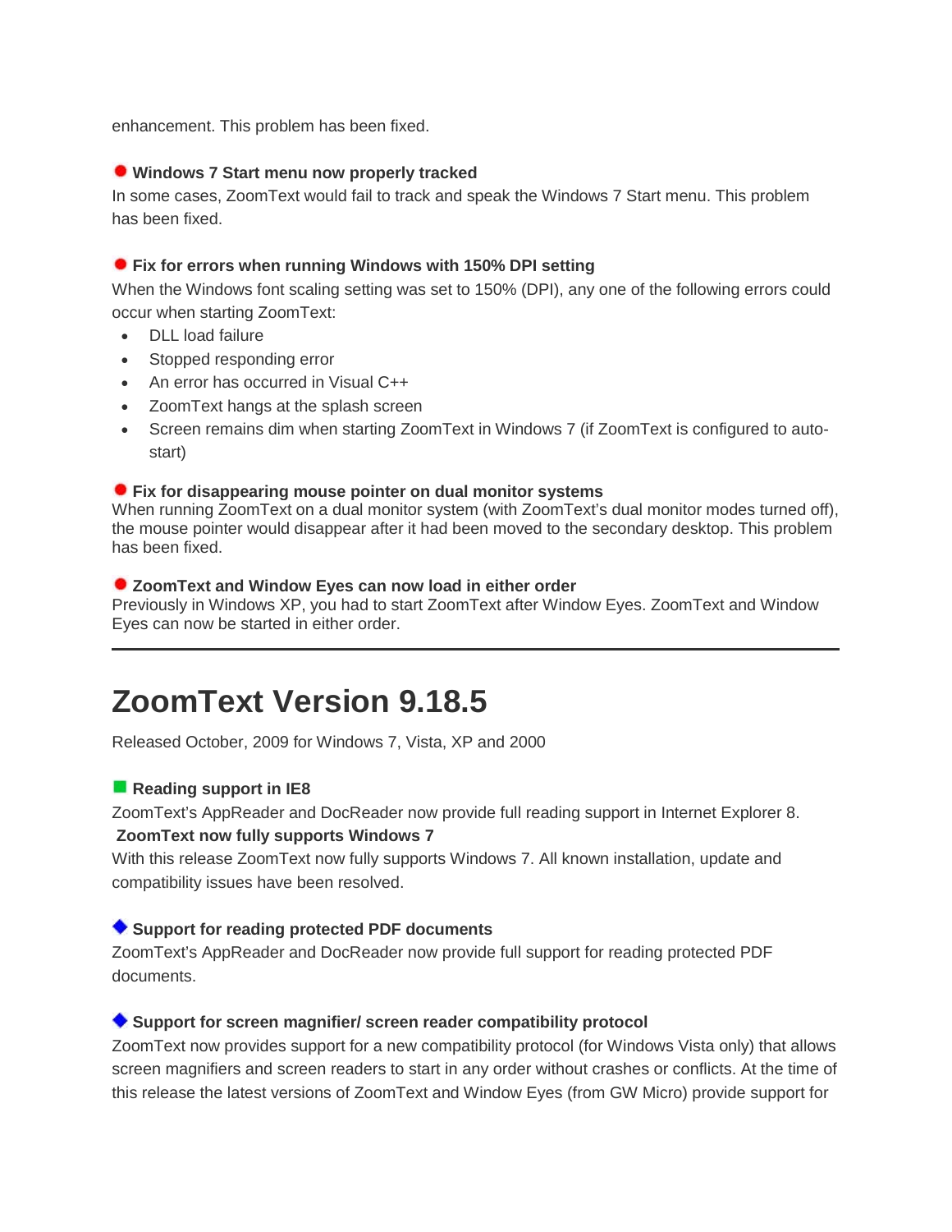enhancement. This problem has been fixed.

**Windows 7 Start menu now properly tracked**

In some cases, ZoomText would fail to track and speak the Windows 7 Start menu. This problem has been fixed.

**Fix for errors when running Windows with 150% DPI setting**

When the Windows font scaling setting was set to 150% (DPI), any one of the following errors could occur when starting ZoomText:

- DLL load failure
- Stopped responding error
- An error has occurred in Visual C++
- ZoomText hangs at the splash screen
- Screen remains dim when starting ZoomText in Windows 7 (if ZoomText is configured to auto-start)

**Fix for disappearing mouse pointer on dual monitor systems**

When running ZoomText on a dual monitor system (with ZoomText's dual monitor modes turned off), the mouse pointer would disappear after it had been moved to the secondary desktop. This problem has been fixed.

**ZoomText and Window Eyes can now load in either order**

Previously in Windows XP, you had to start ZoomText after Window Eyes. ZoomText and Window Eyes can now be started in either order.

---

# ZoomText Version 9.18.5

Released October, 2009 for Windows 7, Vista, XP and 2000

**Reading support in IE8**

ZoomText's AppReader and DocReader now provide full reading support in Internet Explorer 8.

**ZoomText now fully supports Windows 7**

With this release ZoomText now fully supports Windows 7. All known installation, update and compatibility issues have been resolved.

**Support for reading protected PDF documents**

ZoomText's AppReader and DocReader now provide full support for reading protected PDF documents.

**Support for screen magnifier/ screen reader compatibility protocol**

ZoomText now provides support for a new compatibility protocol (for Windows Vista only) that allows screen magnifiers and screen readers to start in any order without crashes or conflicts. At the time of this release the latest versions of ZoomText and Window Eyes (from GW Micro) provide support for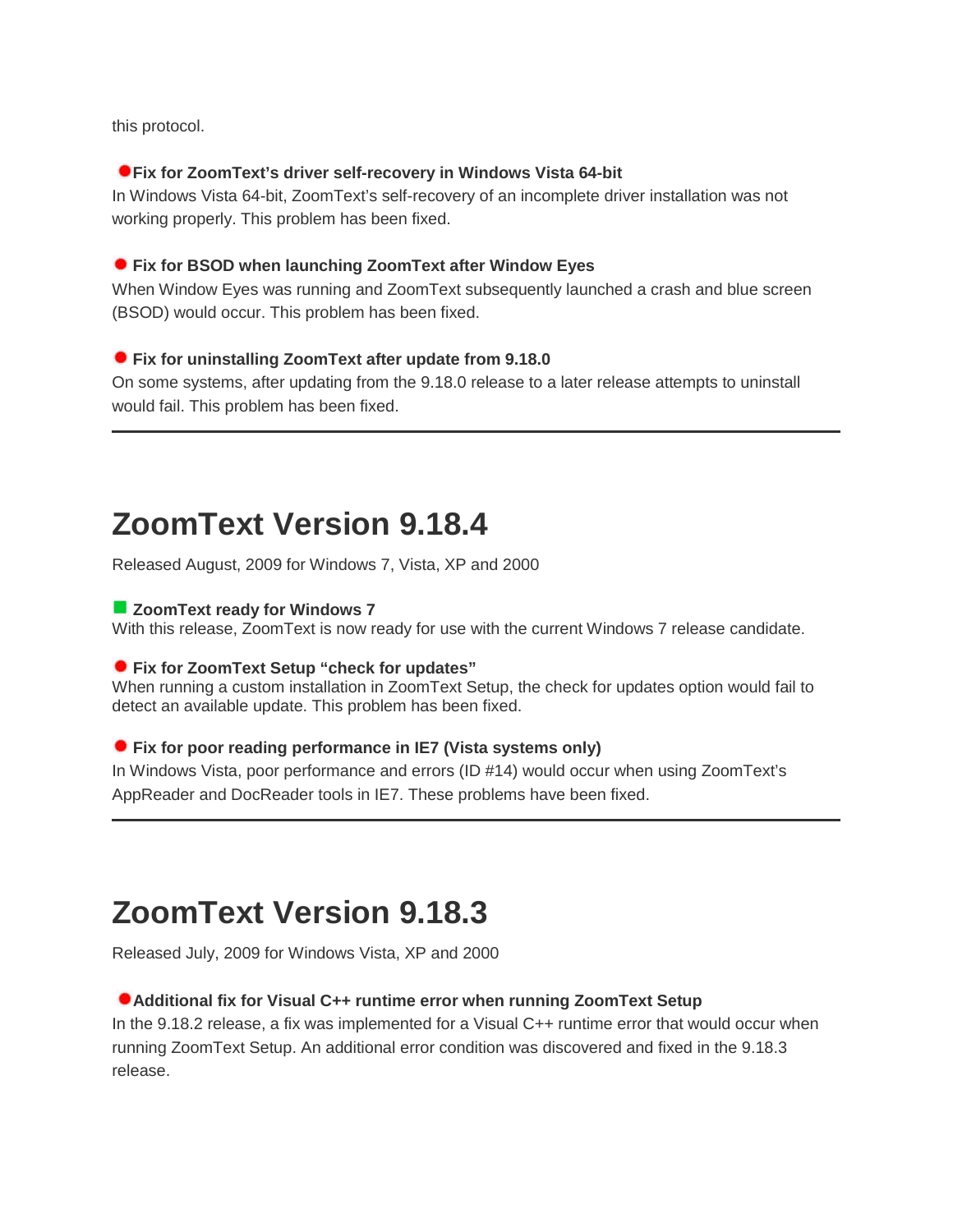this protocol.

**Fix for ZoomText's driver self-recovery in Windows Vista 64-bit**
In Windows Vista 64-bit, ZoomText's self-recovery of an incomplete driver installation was not working properly. This problem has been fixed.

**Fix for BSOD when launching ZoomText after Window Eyes**
When Window Eyes was running and ZoomText subsequently launched a crash and blue screen (BSOD) would occur. This problem has been fixed.

**Fix for uninstalling ZoomText after update from 9.18.0**
On some systems, after updating from the 9.18.0 release to a later release attempts to uninstall would fail. This problem has been fixed.

---

# ZoomText Version 9.18.4

Released August, 2009 for Windows 7, Vista, XP and 2000

**ZoomText ready for Windows 7**
With this release, ZoomText is now ready for use with the current Windows 7 release candidate.

**Fix for ZoomText Setup "check for updates"**
When running a custom installation in ZoomText Setup, the check for updates option would fail to detect an available update. This problem has been fixed.

**Fix for poor reading performance in IE7 (Vista systems only)**
In Windows Vista, poor performance and errors (ID #14) would occur when using ZoomText's AppReader and DocReader tools in IE7. These problems have been fixed.

---

# ZoomText Version 9.18.3

Released July, 2009 for Windows Vista, XP and 2000

**Additional fix for Visual C++ runtime error when running ZoomText Setup**
In the 9.18.2 release, a fix was implemented for a Visual C++ runtime error that would occur when running ZoomText Setup. An additional error condition was discovered and fixed in the 9.18.3 release.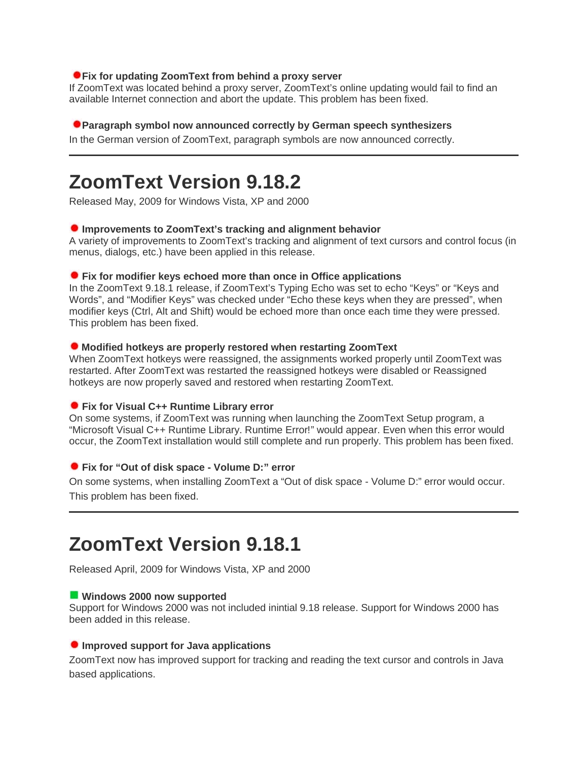**Fix for updating ZoomText from behind a proxy server**
If ZoomText was located behind a proxy server, ZoomText's online updating would fail to find an available Internet connection and abort the update. This problem has been fixed.

**Paragraph symbol now announced correctly by German speech synthesizers**
In the German version of ZoomText, paragraph symbols are now announced correctly.

---

# ZoomText Version 9.18.2

Released May, 2009 for Windows Vista, XP and 2000

**Improvements to ZoomText's tracking and alignment behavior**
A variety of improvements to ZoomText's tracking and alignment of text cursors and control focus (in menus, dialogs, etc.) have been applied in this release.

**Fix for modifier keys echoed more than once in Office applications**
In the ZoomText 9.18.1 release, if ZoomText's Typing Echo was set to echo "Keys" or "Keys and Words", and "Modifier Keys" was checked under "Echo these keys when they are pressed", when modifier keys (Ctrl, Alt and Shift) would be echoed more than once each time they were pressed. This problem has been fixed.

**Modified hotkeys are properly restored when restarting ZoomText**
When ZoomText hotkeys were reassigned, the assignments worked properly until ZoomText was restarted. After ZoomText was restarted the reassigned hotkeys were disabled or Reassigned hotkeys are now properly saved and restored when restarting ZoomText.

**Fix for Visual C++ Runtime Library error**
On some systems, if ZoomText was running when launching the ZoomText Setup program, a "Microsoft Visual C++ Runtime Library. Runtime Error!" would appear. Even when this error would occur, the ZoomText installation would still complete and run properly. This problem has been fixed.

**Fix for "Out of disk space - Volume D:" error**
On some systems, when installing ZoomText a "Out of disk space - Volume D:" error would occur. This problem has been fixed.

---

# ZoomText Version 9.18.1

Released April, 2009 for Windows Vista, XP and 2000

**Windows 2000 now supported**
Support for Windows 2000 was not included inintial 9.18 release. Support for Windows 2000 has been added in this release.

**Improved support for Java applications**
ZoomText now has improved support for tracking and reading the text cursor and controls in Java based applications.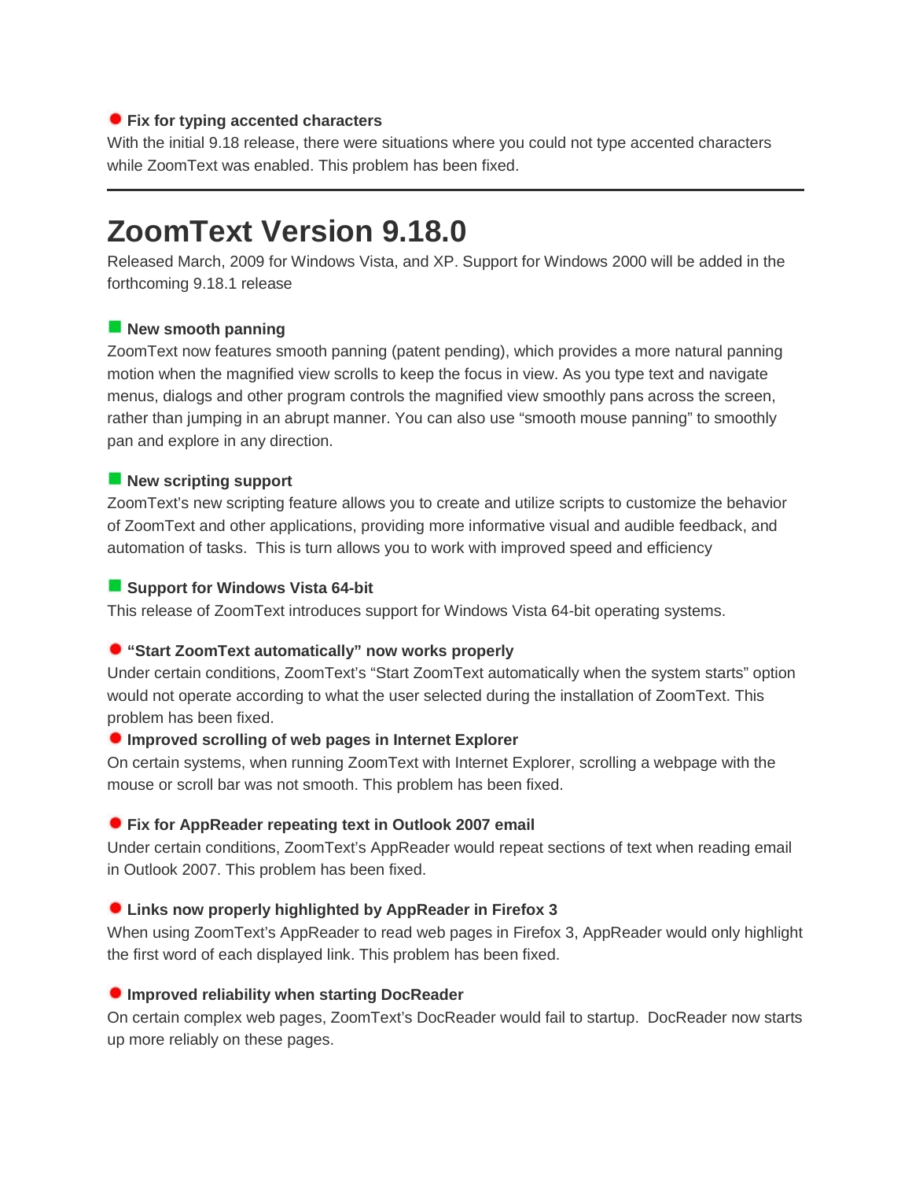**Fix for typing accented characters**

With the initial 9.18 release, there were situations where you could not type accented characters while ZoomText was enabled. This problem has been fixed.

---

# ZoomText Version 9.18.0

Released March, 2009 for Windows Vista, and XP. Support for Windows 2000 will be added in the forthcoming 9.18.1 release

**New smooth panning**

ZoomText now features smooth panning (patent pending), which provides a more natural panning motion when the magnified view scrolls to keep the focus in view. As you type text and navigate menus, dialogs and other program controls the magnified view smoothly pans across the screen, rather than jumping in an abrupt manner. You can also use "smooth mouse panning" to smoothly pan and explore in any direction.

**New scripting support**

ZoomText's new scripting feature allows you to create and utilize scripts to customize the behavior of ZoomText and other applications, providing more informative visual and audible feedback, and automation of tasks. This is turn allows you to work with improved speed and efficiency

**Support for Windows Vista 64-bit**

This release of ZoomText introduces support for Windows Vista 64-bit operating systems.

**"Start ZoomText automatically" now works properly**

Under certain conditions, ZoomText's "Start ZoomText automatically when the system starts" option would not operate according to what the user selected during the installation of ZoomText. This problem has been fixed.

**Improved scrolling of web pages in Internet Explorer**

On certain systems, when running ZoomText with Internet Explorer, scrolling a webpage with the mouse or scroll bar was not smooth. This problem has been fixed.

**Fix for AppReader repeating text in Outlook 2007 email**

Under certain conditions, ZoomText's AppReader would repeat sections of text when reading email in Outlook 2007. This problem has been fixed.

**Links now properly highlighted by AppReader in Firefox 3**

When using ZoomText's AppReader to read web pages in Firefox 3, AppReader would only highlight the first word of each displayed link. This problem has been fixed.

**Improved reliability when starting DocReader**

On certain complex web pages, ZoomText's DocReader would fail to startup. DocReader now starts up more reliably on these pages.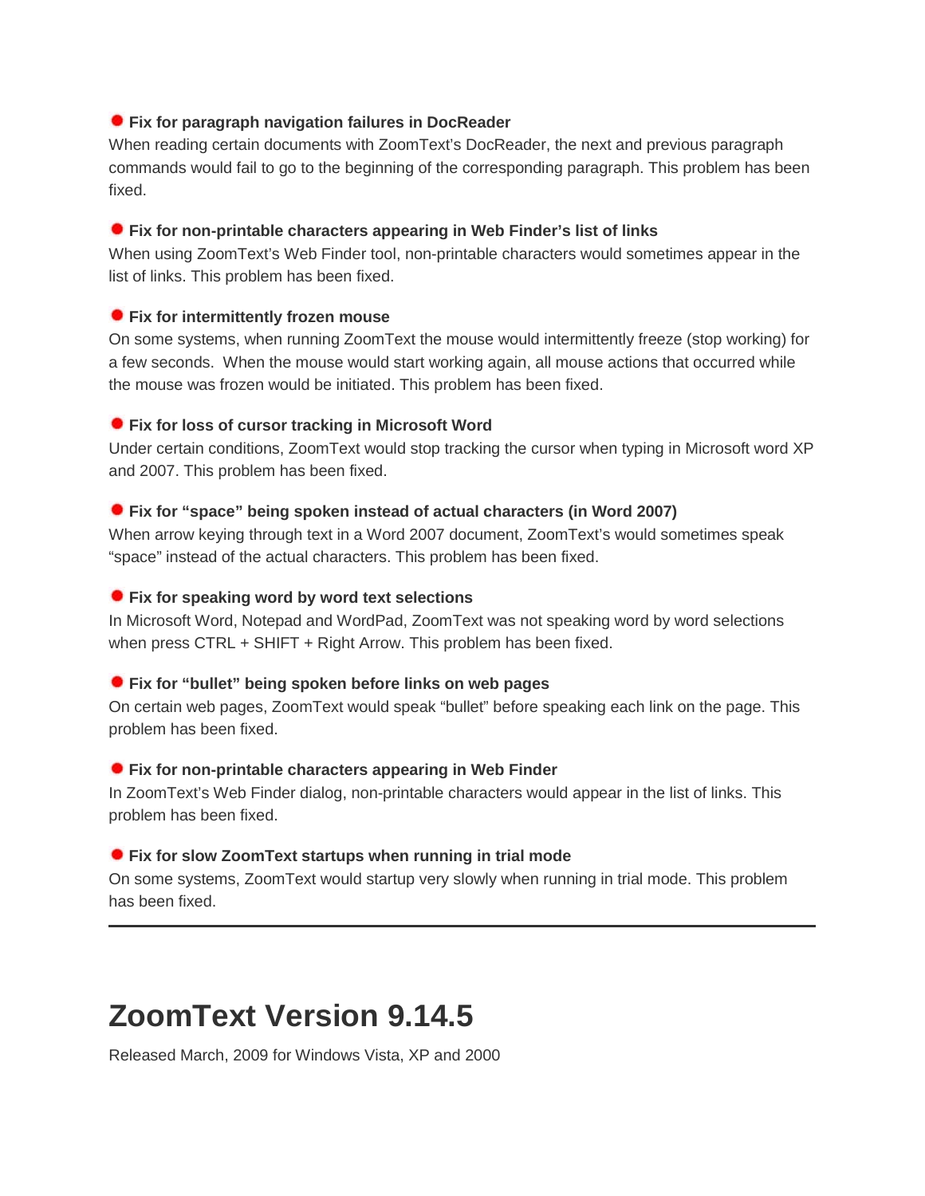**Fix for paragraph navigation failures in DocReader**
When reading certain documents with ZoomText's DocReader, the next and previous paragraph commands would fail to go to the beginning of the corresponding paragraph. This problem has been fixed.

**Fix for non-printable characters appearing in Web Finder's list of links**
When using ZoomText's Web Finder tool, non-printable characters would sometimes appear in the list of links. This problem has been fixed.

**Fix for intermittently frozen mouse**
On some systems, when running ZoomText the mouse would intermittently freeze (stop working) for a few seconds. When the mouse would start working again, all mouse actions that occurred while the mouse was frozen would be initiated. This problem has been fixed.

**Fix for loss of cursor tracking in Microsoft Word**
Under certain conditions, ZoomText would stop tracking the cursor when typing in Microsoft word XP and 2007. This problem has been fixed.

**Fix for "space" being spoken instead of actual characters (in Word 2007)**
When arrow keying through text in a Word 2007 document, ZoomText's would sometimes speak "space" instead of the actual characters. This problem has been fixed.

**Fix for speaking word by word text selections**
In Microsoft Word, Notepad and WordPad, ZoomText was not speaking word by word selections when press CTRL + SHIFT + Right Arrow. This problem has been fixed.

**Fix for "bullet" being spoken before links on web pages**
On certain web pages, ZoomText would speak "bullet" before speaking each link on the page. This problem has been fixed.

**Fix for non-printable characters appearing in Web Finder**
In ZoomText's Web Finder dialog, non-printable characters would appear in the list of links. This problem has been fixed.

**Fix for slow ZoomText startups when running in trial mode**
On some systems, ZoomText would startup very slowly when running in trial mode. This problem has been fixed.

---

# ZoomText Version 9.14.5

Released March, 2009 for Windows Vista, XP and 2000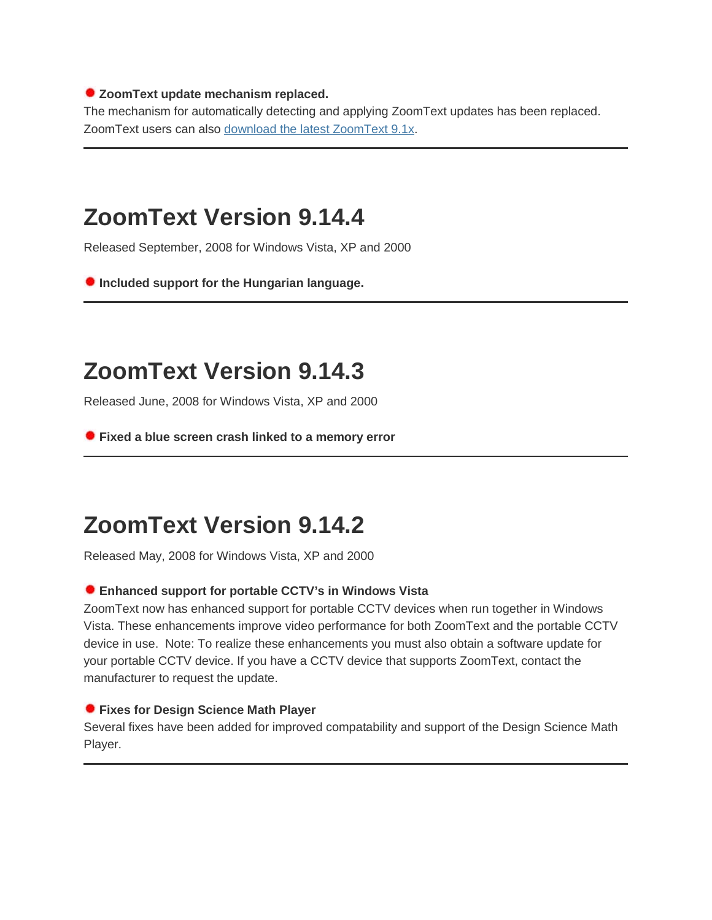- **ZoomText update mechanism replaced.**

The mechanism for automatically detecting and applying ZoomText updates has been replaced. ZoomText users can also download the latest ZoomText 9.1x.

---

# ZoomText Version 9.14.4

Released September, 2008 for Windows Vista, XP and 2000

- **Included support for the Hungarian language.**

---

# ZoomText Version 9.14.3

Released June, 2008 for Windows Vista, XP and 2000

- **Fixed a blue screen crash linked to a memory error**

---

# ZoomText Version 9.14.2

Released May, 2008 for Windows Vista, XP and 2000

- **Enhanced support for portable CCTV's in Windows Vista**

ZoomText now has enhanced support for portable CCTV devices when run together in Windows Vista. These enhancements improve video performance for both ZoomText and the portable CCTV device in use. Note: To realize these enhancements you must also obtain a software update for your portable CCTV device. If you have a CCTV device that supports ZoomText, contact the manufacturer to request the update.

- **Fixes for Design Science Math Player**

Several fixes have been added for improved compatability and support of the Design Science Math Player.

---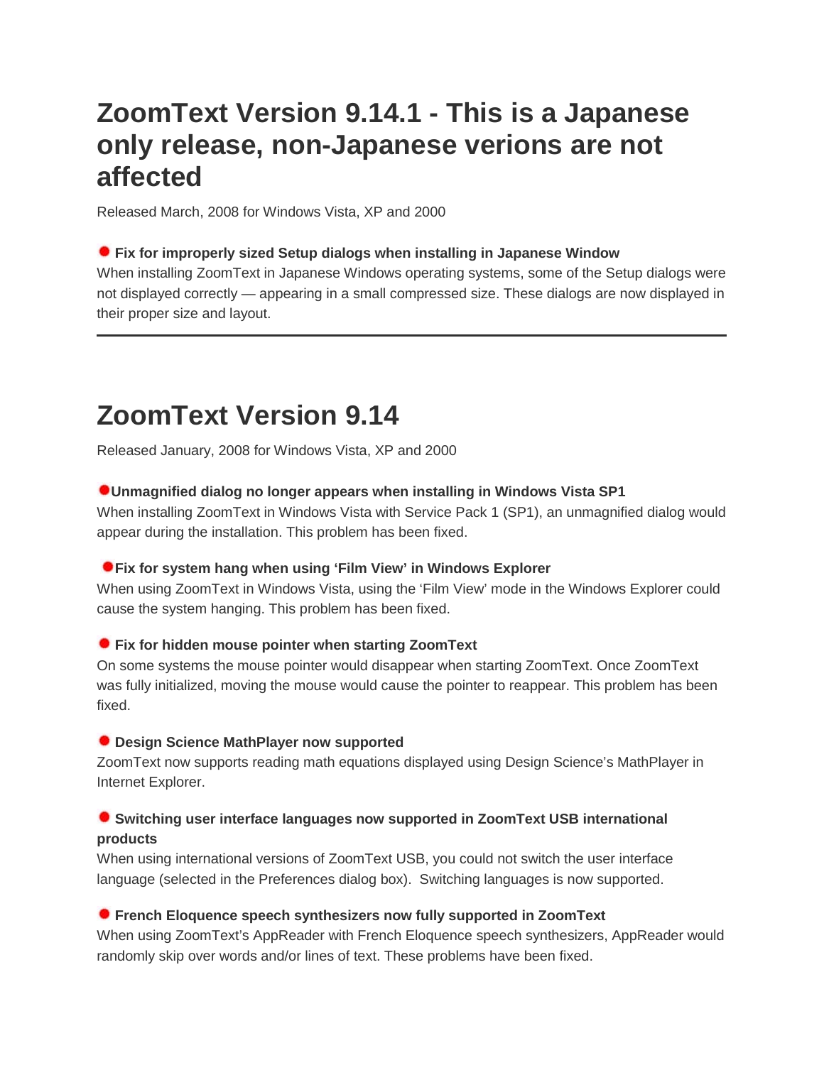# ZoomText Version 9.14.1 - This is a Japanese only release, non-Japanese verions are not affected

Released March, 2008 for Windows Vista, XP and 2000

- **Fix for improperly sized Setup dialogs when installing in Japanese Window**
  When installing ZoomText in Japanese Windows operating systems, some of the Setup dialogs were not displayed correctly — appearing in a small compressed size. These dialogs are now displayed in their proper size and layout.

---

# ZoomText Version 9.14

Released January, 2008 for Windows Vista, XP and 2000

- **Unmagnified dialog no longer appears when installing in Windows Vista SP1**
  When installing ZoomText in Windows Vista with Service Pack 1 (SP1), an unmagnified dialog would appear during the installation. This problem has been fixed.

- **Fix for system hang when using 'Film View' in Windows Explorer**
  When using ZoomText in Windows Vista, using the 'Film View' mode in the Windows Explorer could cause the system hanging. This problem has been fixed.

- **Fix for hidden mouse pointer when starting ZoomText**
  On some systems the mouse pointer would disappear when starting ZoomText. Once ZoomText was fully initialized, moving the mouse would cause the pointer to reappear. This problem has been fixed.

- **Design Science MathPlayer now supported**
  ZoomText now supports reading math equations displayed using Design Science's MathPlayer in Internet Explorer.

- **Switching user interface languages now supported in ZoomText USB international products**
  When using international versions of ZoomText USB, you could not switch the user interface language (selected in the Preferences dialog box). Switching languages is now supported.

- **French Eloquence speech synthesizers now fully supported in ZoomText**
  When using ZoomText's AppReader with French Eloquence speech synthesizers, AppReader would randomly skip over words and/or lines of text. These problems have been fixed.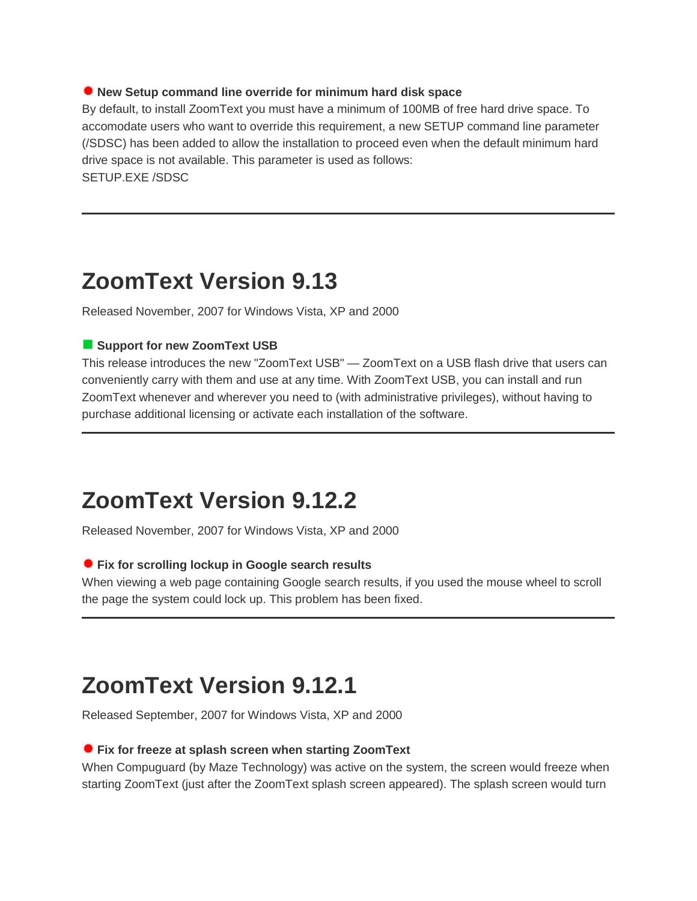**New Setup command line override for minimum hard disk space**

By default, to install ZoomText you must have a minimum of 100MB of free hard drive space. To accomodate users who want to override this requirement, a new SETUP command line parameter (/SDSC) has been added to allow the installation to proceed even when the default minimum hard drive space is not available. This parameter is used as follows:
SETUP.EXE /SDSC

---

# ZoomText Version 9.13

Released November, 2007 for Windows Vista, XP and 2000

**Support for new ZoomText USB**

This release introduces the new "ZoomText USB" — ZoomText on a USB flash drive that users can conveniently carry with them and use at any time. With ZoomText USB, you can install and run ZoomText whenever and wherever you need to (with administrative privileges), without having to purchase additional licensing or activate each installation of the software.

---

# ZoomText Version 9.12.2

Released November, 2007 for Windows Vista, XP and 2000

**Fix for scrolling lockup in Google search results**

When viewing a web page containing Google search results, if you used the mouse wheel to scroll the page the system could lock up. This problem has been fixed.

---

# ZoomText Version 9.12.1

Released September, 2007 for Windows Vista, XP and 2000

**Fix for freeze at splash screen when starting ZoomText**

When Compuguard (by Maze Technology) was active on the system, the screen would freeze when starting ZoomText (just after the ZoomText splash screen appeared). The splash screen would turn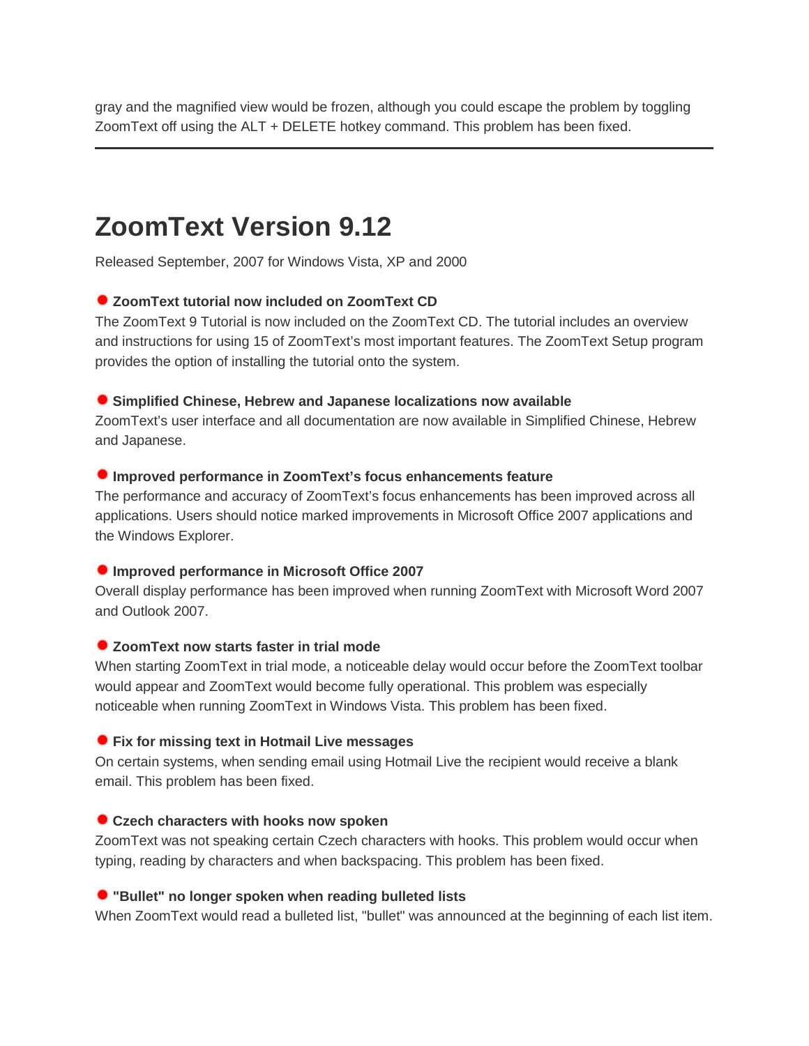gray and the magnified view would be frozen, although you could escape the problem by toggling ZoomText off using the ALT + DELETE hotkey command. This problem has been fixed.

---

# ZoomText Version 9.12

Released September, 2007 for Windows Vista, XP and 2000

**ZoomText tutorial now included on ZoomText CD**

The ZoomText 9 Tutorial is now included on the ZoomText CD. The tutorial includes an overview and instructions for using 15 of ZoomText's most important features. The ZoomText Setup program provides the option of installing the tutorial onto the system.

**Simplified Chinese, Hebrew and Japanese localizations now available**

ZoomText's user interface and all documentation are now available in Simplified Chinese, Hebrew and Japanese.

**Improved performance in ZoomText's focus enhancements feature**

The performance and accuracy of ZoomText's focus enhancements has been improved across all applications. Users should notice marked improvements in Microsoft Office 2007 applications and the Windows Explorer.

**Improved performance in Microsoft Office 2007**

Overall display performance has been improved when running ZoomText with Microsoft Word 2007 and Outlook 2007.

**ZoomText now starts faster in trial mode**

When starting ZoomText in trial mode, a noticeable delay would occur before the ZoomText toolbar would appear and ZoomText would become fully operational. This problem was especially noticeable when running ZoomText in Windows Vista. This problem has been fixed.

**Fix for missing text in Hotmail Live messages**

On certain systems, when sending email using Hotmail Live the recipient would receive a blank email. This problem has been fixed.

**Czech characters with hooks now spoken**

ZoomText was not speaking certain Czech characters with hooks. This problem would occur when typing, reading by characters and when backspacing. This problem has been fixed.

**"Bullet" no longer spoken when reading bulleted lists**

When ZoomText would read a bulleted list, "bullet" was announced at the beginning of each list item.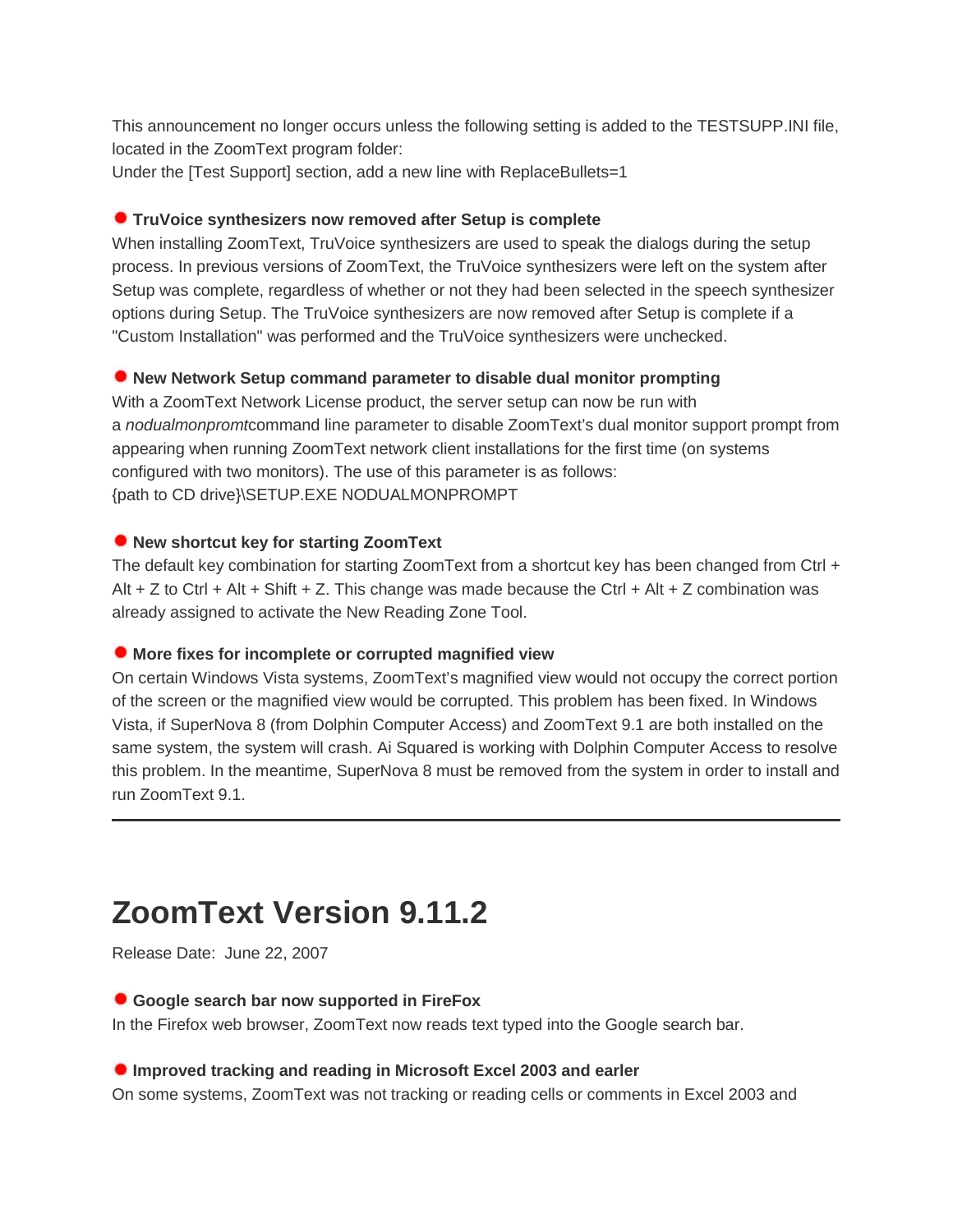This announcement no longer occurs unless the following setting is added to the TESTSUPP.INI file, located in the ZoomText program folder:
Under the [Test Support] section, add a new line with ReplaceBullets=1

- **TruVoice synthesizers now removed after Setup is complete**

When installing ZoomText, TruVoice synthesizers are used to speak the dialogs during the setup process. In previous versions of ZoomText, the TruVoice synthesizers were left on the system after Setup was complete, regardless of whether or not they had been selected in the speech synthesizer options during Setup. The TruVoice synthesizers are now removed after Setup is complete if a "Custom Installation" was performed and the TruVoice synthesizers were unchecked.

- **New Network Setup command parameter to disable dual monitor prompting**

With a ZoomText Network License product, the server setup can now be run with a *nodualmonpromt*command line parameter to disable ZoomText's dual monitor support prompt from appearing when running ZoomText network client installations for the first time (on systems configured with two monitors). The use of this parameter is as follows:
{path to CD drive}\SETUP.EXE NODUALMONPROMPT

- **New shortcut key for starting ZoomText**

The default key combination for starting ZoomText from a shortcut key has been changed from Ctrl + Alt + Z to Ctrl + Alt + Shift + Z. This change was made because the Ctrl + Alt + Z combination was already assigned to activate the New Reading Zone Tool.

- **More fixes for incomplete or corrupted magnified view**

On certain Windows Vista systems, ZoomText's magnified view would not occupy the correct portion of the screen or the magnified view would be corrupted. This problem has been fixed. In Windows Vista, if SuperNova 8 (from Dolphin Computer Access) and ZoomText 9.1 are both installed on the same system, the system will crash. Ai Squared is working with Dolphin Computer Access to resolve this problem. In the meantime, SuperNova 8 must be removed from the system in order to install and run ZoomText 9.1.

---

# ZoomText Version 9.11.2

Release Date: June 22, 2007

- **Google search bar now supported in FireFox**

In the Firefox web browser, ZoomText now reads text typed into the Google search bar.

- **Improved tracking and reading in Microsoft Excel 2003 and earler**

On some systems, ZoomText was not tracking or reading cells or comments in Excel 2003 and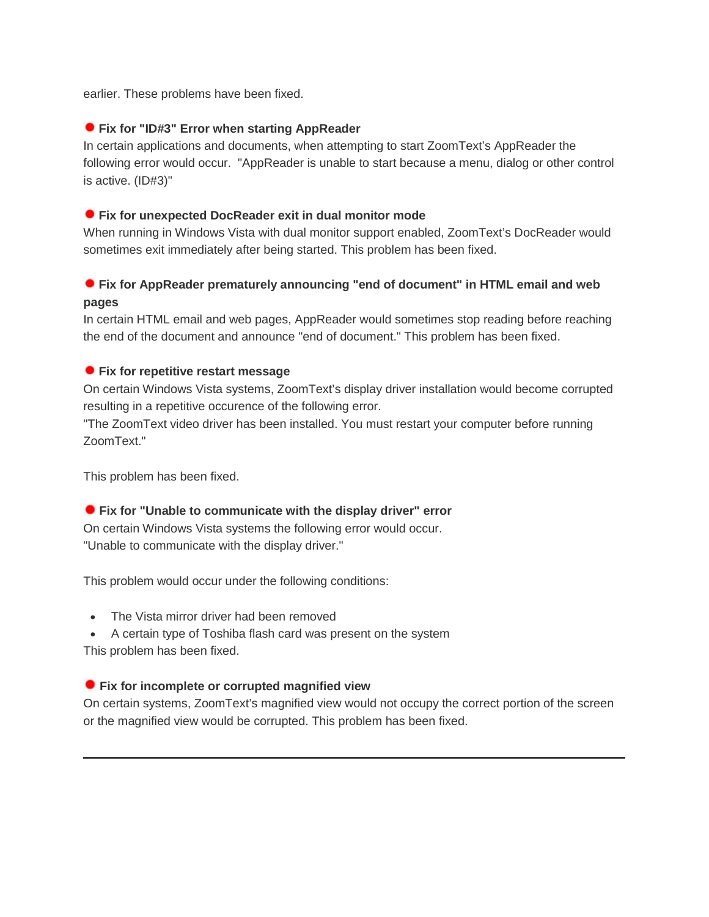earlier. These problems have been fixed.

**Fix for "ID#3" Error when starting AppReader**

In certain applications and documents, when attempting to start ZoomText's AppReader the following error would occur. "AppReader is unable to start because a menu, dialog or other control is active. (ID#3)"

**Fix for unexpected DocReader exit in dual monitor mode**

When running in Windows Vista with dual monitor support enabled, ZoomText's DocReader would sometimes exit immediately after being started. This problem has been fixed.

**Fix for AppReader prematurely announcing "end of document" in HTML email and web pages**

In certain HTML email and web pages, AppReader would sometimes stop reading before reaching the end of the document and announce "end of document." This problem has been fixed.

**Fix for repetitive restart message**

On certain Windows Vista systems, ZoomText's display driver installation would become corrupted resulting in a repetitive occurence of the following error.
"The ZoomText video driver has been installed. You must restart your computer before running ZoomText."

This problem has been fixed.

**Fix for "Unable to communicate with the display driver" error**

On certain Windows Vista systems the following error would occur.
"Unable to communicate with the display driver."

This problem would occur under the following conditions:

- The Vista mirror driver had been removed
- A certain type of Toshiba flash card was present on the system

This problem has been fixed.

**Fix for incomplete or corrupted magnified view**

On certain systems, ZoomText's magnified view would not occupy the correct portion of the screen or the magnified view would be corrupted. This problem has been fixed.

---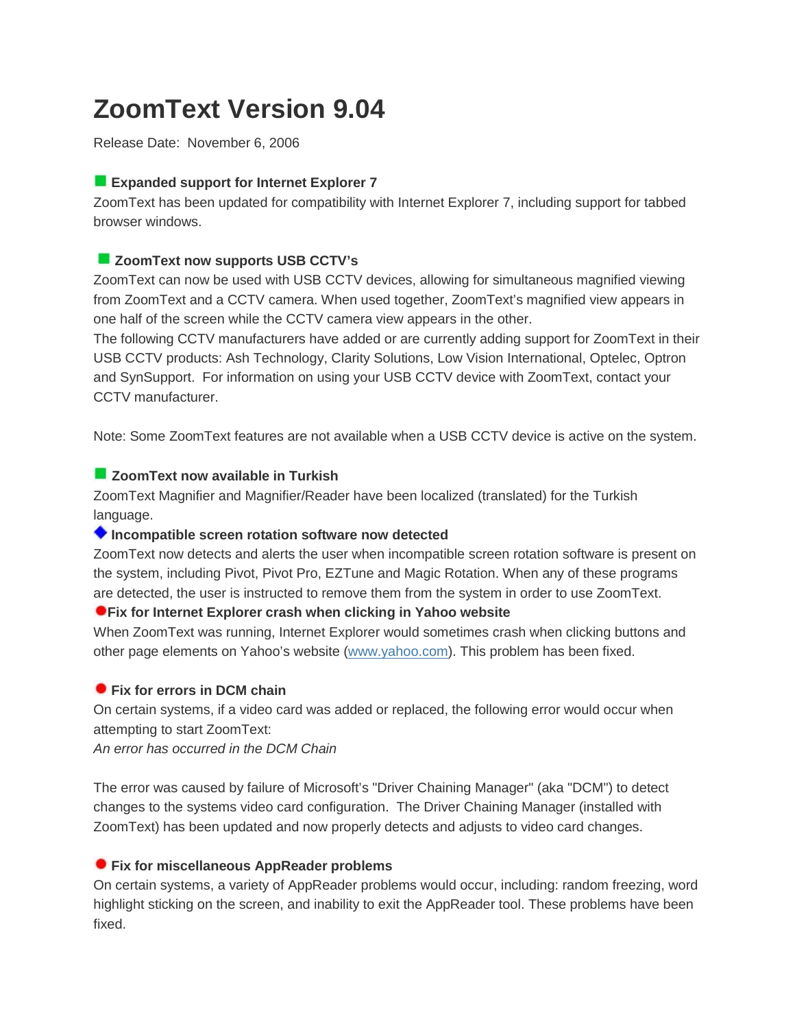# ZoomText Version 9.04

Release Date: November 6, 2006

**Expanded support for Internet Explorer 7**

ZoomText has been updated for compatibility with Internet Explorer 7, including support for tabbed browser windows.

**ZoomText now supports USB CCTV's**

ZoomText can now be used with USB CCTV devices, allowing for simultaneous magnified viewing from ZoomText and a CCTV camera. When used together, ZoomText's magnified view appears in one half of the screen while the CCTV camera view appears in the other.

The following CCTV manufacturers have added or are currently adding support for ZoomText in their USB CCTV products: Ash Technology, Clarity Solutions, Low Vision International, Optelec, Optron and SynSupport. For information on using your USB CCTV device with ZoomText, contact your CCTV manufacturer.

Note: Some ZoomText features are not available when a USB CCTV device is active on the system.

**ZoomText now available in Turkish**

ZoomText Magnifier and Magnifier/Reader have been localized (translated) for the Turkish language.

**Incompatible screen rotation software now detected**

ZoomText now detects and alerts the user when incompatible screen rotation software is present on the system, including Pivot, Pivot Pro, EZTune and Magic Rotation. When any of these programs are detected, the user is instructed to remove them from the system in order to use ZoomText.

**Fix for Internet Explorer crash when clicking in Yahoo website**

When ZoomText was running, Internet Explorer would sometimes crash when clicking buttons and other page elements on Yahoo's website (www.yahoo.com). This problem has been fixed.

**Fix for errors in DCM chain**

On certain systems, if a video card was added or replaced, the following error would occur when attempting to start ZoomText:

*An error has occurred in the DCM Chain*

The error was caused by failure of Microsoft's "Driver Chaining Manager" (aka "DCM") to detect changes to the systems video card configuration. The Driver Chaining Manager (installed with ZoomText) has been updated and now properly detects and adjusts to video card changes.

**Fix for miscellaneous AppReader problems**

On certain systems, a variety of AppReader problems would occur, including: random freezing, word highlight sticking on the screen, and inability to exit the AppReader tool. These problems have been fixed.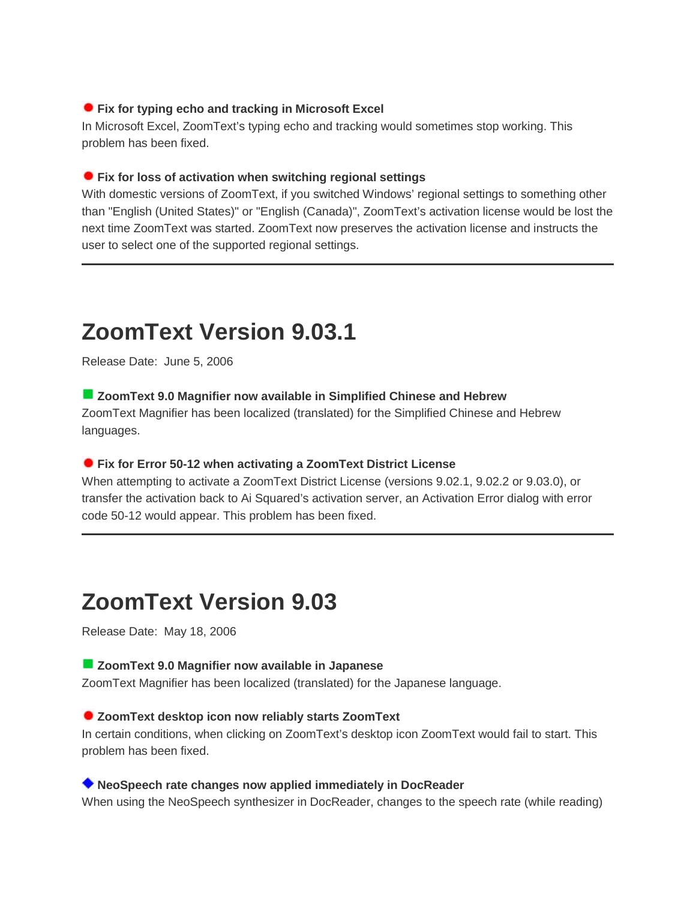**Fix for typing echo and tracking in Microsoft Excel**
In Microsoft Excel, ZoomText's typing echo and tracking would sometimes stop working. This problem has been fixed.

**Fix for loss of activation when switching regional settings**
With domestic versions of ZoomText, if you switched Windows' regional settings to something other than "English (United States)" or "English (Canada)", ZoomText's activation license would be lost the next time ZoomText was started. ZoomText now preserves the activation license and instructs the user to select one of the supported regional settings.

---

# ZoomText Version 9.03.1

Release Date: June 5, 2006

**ZoomText 9.0 Magnifier now available in Simplified Chinese and Hebrew**
ZoomText Magnifier has been localized (translated) for the Simplified Chinese and Hebrew languages.

**Fix for Error 50-12 when activating a ZoomText District License**
When attempting to activate a ZoomText District License (versions 9.02.1, 9.02.2 or 9.03.0), or transfer the activation back to Ai Squared's activation server, an Activation Error dialog with error code 50-12 would appear. This problem has been fixed.

---

# ZoomText Version 9.03

Release Date: May 18, 2006

**ZoomText 9.0 Magnifier now available in Japanese**
ZoomText Magnifier has been localized (translated) for the Japanese language.

**ZoomText desktop icon now reliably starts ZoomText**
In certain conditions, when clicking on ZoomText's desktop icon ZoomText would fail to start. This problem has been fixed.

**NeoSpeech rate changes now applied immediately in DocReader**
When using the NeoSpeech synthesizer in DocReader, changes to the speech rate (while reading)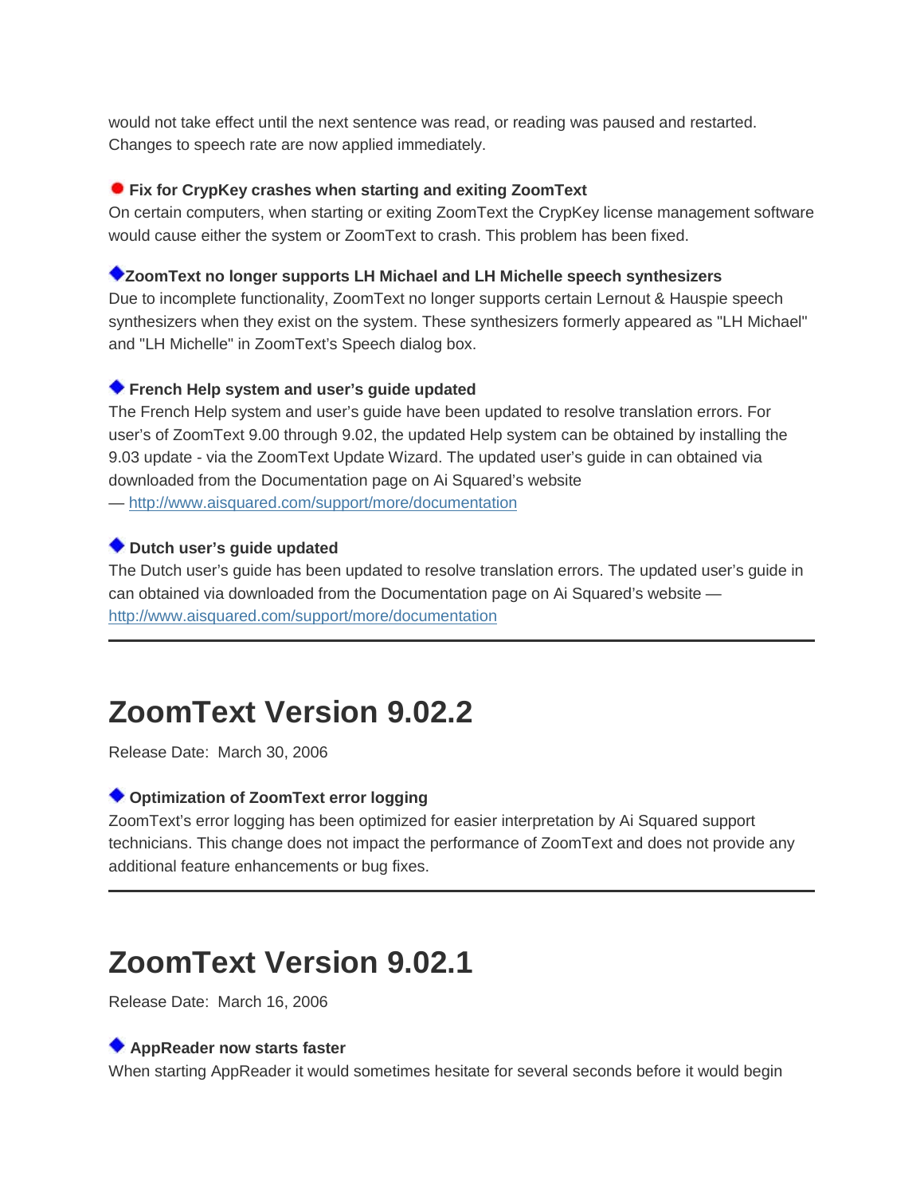would not take effect until the next sentence was read, or reading was paused and restarted. Changes to speech rate are now applied immediately.

**Fix for CrypKey crashes when starting and exiting ZoomText**

On certain computers, when starting or exiting ZoomText the CrypKey license management software would cause either the system or ZoomText to crash. This problem has been fixed.

**ZoomText no longer supports LH Michael and LH Michelle speech synthesizers**

Due to incomplete functionality, ZoomText no longer supports certain Lernout & Hauspie speech synthesizers when they exist on the system. These synthesizers formerly appeared as "LH Michael" and "LH Michelle" in ZoomText's Speech dialog box.

**French Help system and user's guide updated**

The French Help system and user's guide have been updated to resolve translation errors. For user's of ZoomText 9.00 through 9.02, the updated Help system can be obtained by installing the 9.03 update - via the ZoomText Update Wizard. The updated user's guide in can obtained via downloaded from the Documentation page on Ai Squared's website — http://www.aisquared.com/support/more/documentation

**Dutch user's guide updated**

The Dutch user's guide has been updated to resolve translation errors. The updated user's guide in can obtained via downloaded from the Documentation page on Ai Squared's website — http://www.aisquared.com/support/more/documentation

---

# ZoomText Version 9.02.2

Release Date: March 30, 2006

**Optimization of ZoomText error logging**

ZoomText's error logging has been optimized for easier interpretation by Ai Squared support technicians. This change does not impact the performance of ZoomText and does not provide any additional feature enhancements or bug fixes.

---

# ZoomText Version 9.02.1

Release Date: March 16, 2006

**AppReader now starts faster**

When starting AppReader it would sometimes hesitate for several seconds before it would begin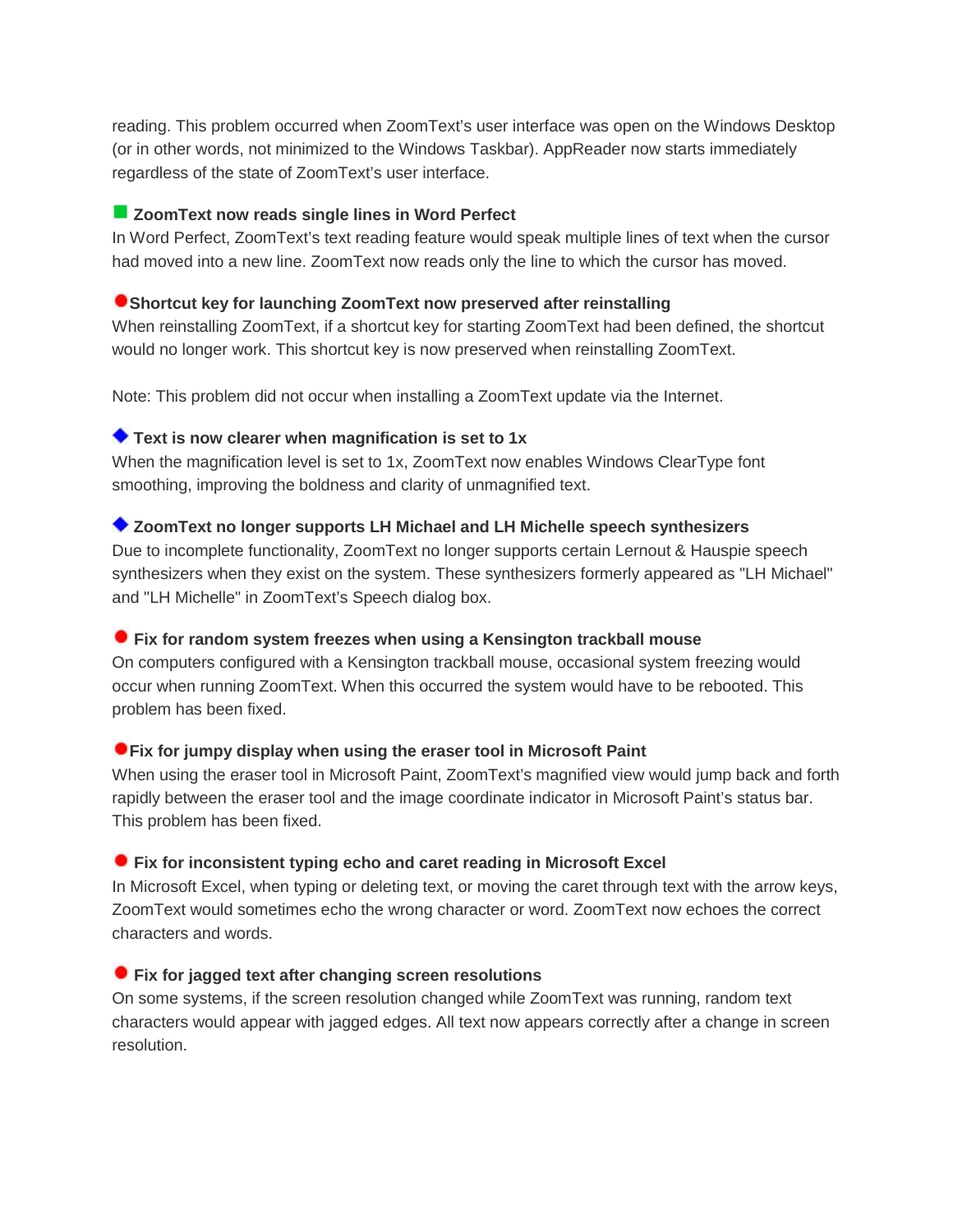reading. This problem occurred when ZoomText's user interface was open on the Windows Desktop (or in other words, not minimized to the Windows Taskbar). AppReader now starts immediately regardless of the state of ZoomText's user interface.

**ZoomText now reads single lines in Word Perfect**

In Word Perfect, ZoomText's text reading feature would speak multiple lines of text when the cursor had moved into a new line. ZoomText now reads only the line to which the cursor has moved.

**Shortcut key for launching ZoomText now preserved after reinstalling**

When reinstalling ZoomText, if a shortcut key for starting ZoomText had been defined, the shortcut would no longer work. This shortcut key is now preserved when reinstalling ZoomText.

Note: This problem did not occur when installing a ZoomText update via the Internet.

**Text is now clearer when magnification is set to 1x**

When the magnification level is set to 1x, ZoomText now enables Windows ClearType font smoothing, improving the boldness and clarity of unmagnified text.

**ZoomText no longer supports LH Michael and LH Michelle speech synthesizers**

Due to incomplete functionality, ZoomText no longer supports certain Lernout & Hauspie speech synthesizers when they exist on the system. These synthesizers formerly appeared as "LH Michael" and "LH Michelle" in ZoomText's Speech dialog box.

**Fix for random system freezes when using a Kensington trackball mouse**

On computers configured with a Kensington trackball mouse, occasional system freezing would occur when running ZoomText. When this occurred the system would have to be rebooted. This problem has been fixed.

**Fix for jumpy display when using the eraser tool in Microsoft Paint**

When using the eraser tool in Microsoft Paint, ZoomText's magnified view would jump back and forth rapidly between the eraser tool and the image coordinate indicator in Microsoft Paint's status bar. This problem has been fixed.

**Fix for inconsistent typing echo and caret reading in Microsoft Excel**

In Microsoft Excel, when typing or deleting text, or moving the caret through text with the arrow keys, ZoomText would sometimes echo the wrong character or word. ZoomText now echoes the correct characters and words.

**Fix for jagged text after changing screen resolutions**

On some systems, if the screen resolution changed while ZoomText was running, random text characters would appear with jagged edges. All text now appears correctly after a change in screen resolution.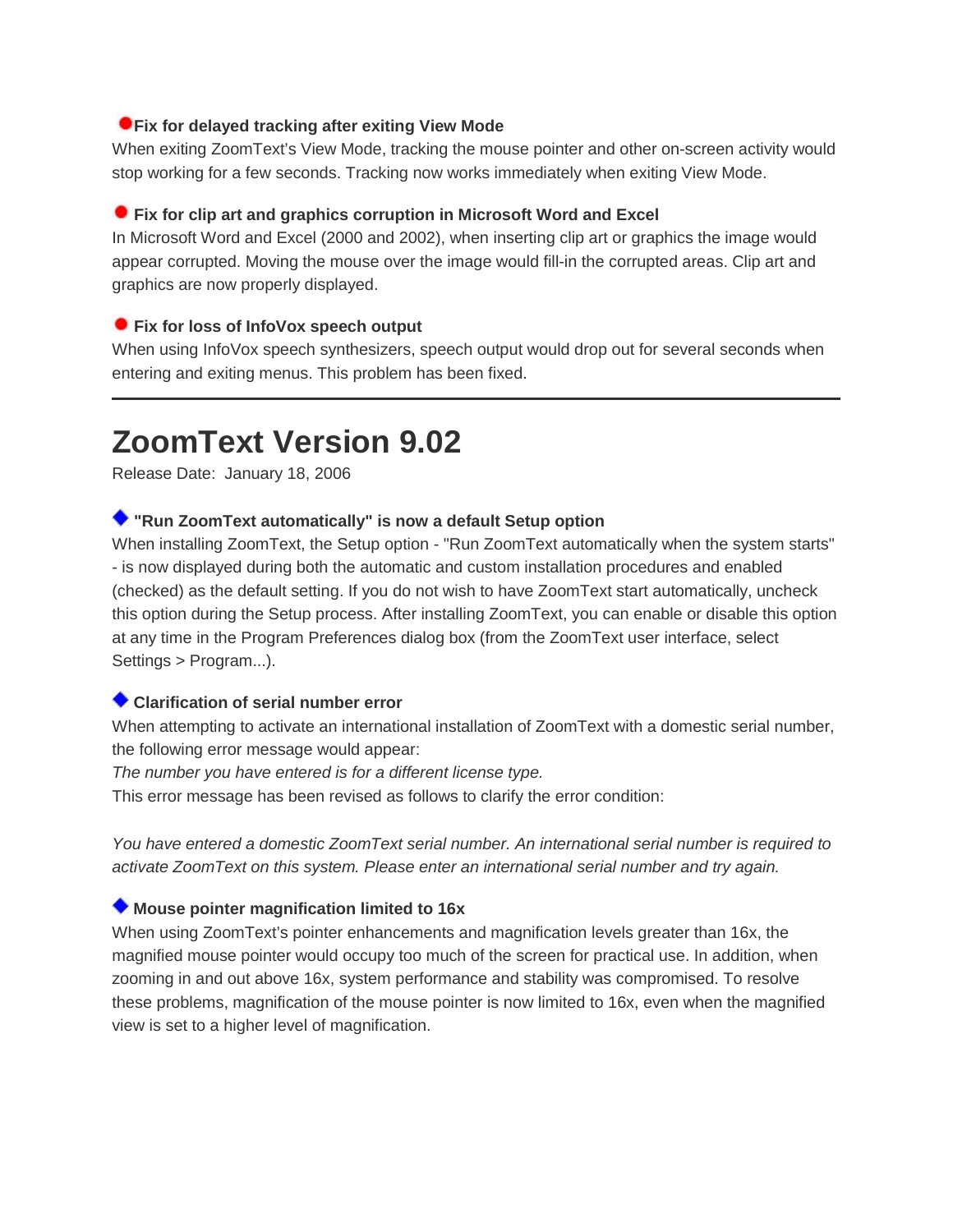**Fix for delayed tracking after exiting View Mode**

When exiting ZoomText's View Mode, tracking the mouse pointer and other on-screen activity would stop working for a few seconds. Tracking now works immediately when exiting View Mode.

**Fix for clip art and graphics corruption in Microsoft Word and Excel**

In Microsoft Word and Excel (2000 and 2002), when inserting clip art or graphics the image would appear corrupted. Moving the mouse over the image would fill-in the corrupted areas. Clip art and graphics are now properly displayed.

**Fix for loss of InfoVox speech output**

When using InfoVox speech synthesizers, speech output would drop out for several seconds when entering and exiting menus. This problem has been fixed.

---

# ZoomText Version 9.02

Release Date: January 18, 2006

**"Run ZoomText automatically" is now a default Setup option**

When installing ZoomText, the Setup option - "Run ZoomText automatically when the system starts" - is now displayed during both the automatic and custom installation procedures and enabled (checked) as the default setting. If you do not wish to have ZoomText start automatically, uncheck this option during the Setup process. After installing ZoomText, you can enable or disable this option at any time in the Program Preferences dialog box (from the ZoomText user interface, select Settings > Program...).

**Clarification of serial number error**

When attempting to activate an international installation of ZoomText with a domestic serial number, the following error message would appear:

*The number you have entered is for a different license type.*

This error message has been revised as follows to clarify the error condition:

*You have entered a domestic ZoomText serial number. An international serial number is required to activate ZoomText on this system. Please enter an international serial number and try again.*

**Mouse pointer magnification limited to 16x**

When using ZoomText's pointer enhancements and magnification levels greater than 16x, the magnified mouse pointer would occupy too much of the screen for practical use. In addition, when zooming in and out above 16x, system performance and stability was compromised. To resolve these problems, magnification of the mouse pointer is now limited to 16x, even when the magnified view is set to a higher level of magnification.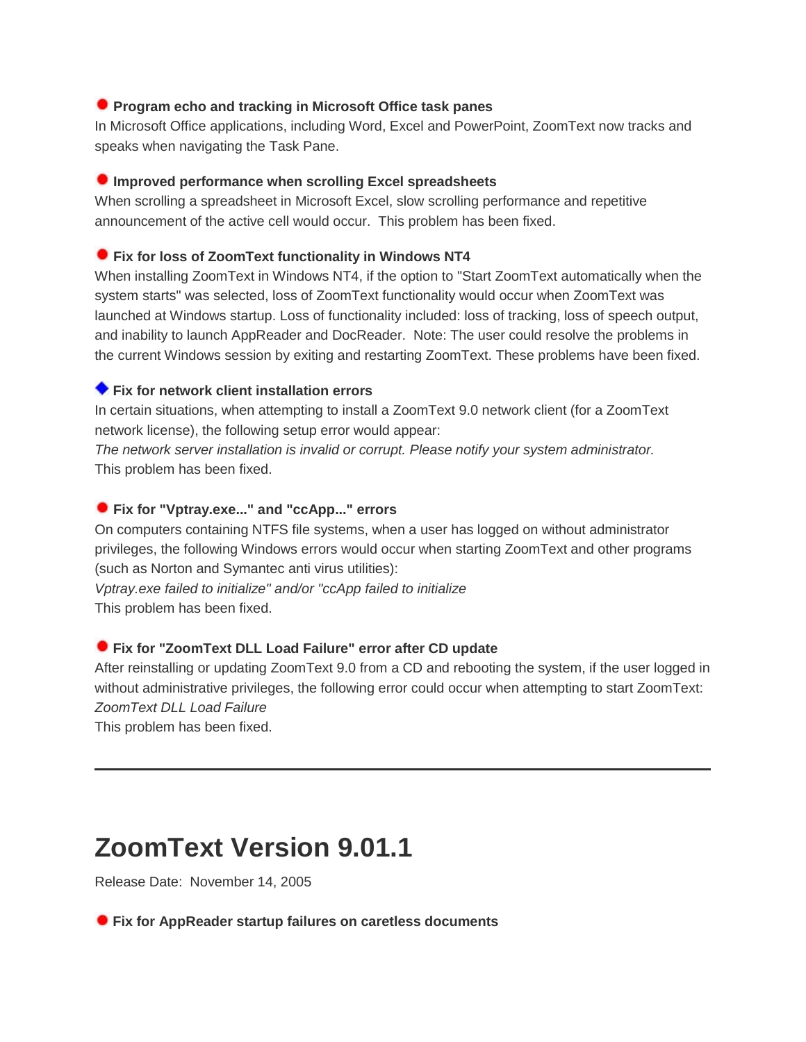**Program echo and tracking in Microsoft Office task panes**

In Microsoft Office applications, including Word, Excel and PowerPoint, ZoomText now tracks and speaks when navigating the Task Pane.

**Improved performance when scrolling Excel spreadsheets**

When scrolling a spreadsheet in Microsoft Excel, slow scrolling performance and repetitive announcement of the active cell would occur. This problem has been fixed.

**Fix for loss of ZoomText functionality in Windows NT4**

When installing ZoomText in Windows NT4, if the option to "Start ZoomText automatically when the system starts" was selected, loss of ZoomText functionality would occur when ZoomText was launched at Windows startup. Loss of functionality included: loss of tracking, loss of speech output, and inability to launch AppReader and DocReader. Note: The user could resolve the problems in the current Windows session by exiting and restarting ZoomText. These problems have been fixed.

**Fix for network client installation errors**

In certain situations, when attempting to install a ZoomText 9.0 network client (for a ZoomText network license), the following setup error would appear:

*The network server installation is invalid or corrupt. Please notify your system administrator.*

This problem has been fixed.

**Fix for "Vptray.exe..." and "ccApp..." errors**

On computers containing NTFS file systems, when a user has logged on without administrator privileges, the following Windows errors would occur when starting ZoomText and other programs (such as Norton and Symantec anti virus utilities):

*Vptray.exe failed to initialize" and/or "ccApp failed to initialize*

This problem has been fixed.

**Fix for "ZoomText DLL Load Failure" error after CD update**

After reinstalling or updating ZoomText 9.0 from a CD and rebooting the system, if the user logged in without administrative privileges, the following error could occur when attempting to start ZoomText:

*ZoomText DLL Load Failure*

This problem has been fixed.

---

# ZoomText Version 9.01.1

Release Date: November 14, 2005

**Fix for AppReader startup failures on caretless documents**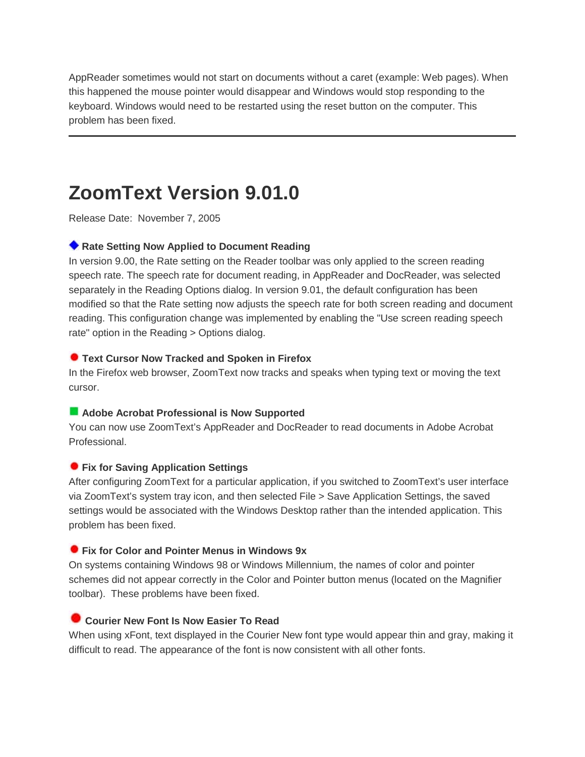AppReader sometimes would not start on documents without a caret (example: Web pages). When this happened the mouse pointer would disappear and Windows would stop responding to the keyboard. Windows would need to be restarted using the reset button on the computer. This problem has been fixed.

---

# ZoomText Version 9.01.0

Release Date: November 7, 2005

**Rate Setting Now Applied to Document Reading**

In version 9.00, the Rate setting on the Reader toolbar was only applied to the screen reading speech rate. The speech rate for document reading, in AppReader and DocReader, was selected separately in the Reading Options dialog. In version 9.01, the default configuration has been modified so that the Rate setting now adjusts the speech rate for both screen reading and document reading. This configuration change was implemented by enabling the "Use screen reading speech rate" option in the Reading > Options dialog.

**Text Cursor Now Tracked and Spoken in Firefox**

In the Firefox web browser, ZoomText now tracks and speaks when typing text or moving the text cursor.

**Adobe Acrobat Professional is Now Supported**

You can now use ZoomText's AppReader and DocReader to read documents in Adobe Acrobat Professional.

**Fix for Saving Application Settings**

After configuring ZoomText for a particular application, if you switched to ZoomText's user interface via ZoomText's system tray icon, and then selected File > Save Application Settings, the saved settings would be associated with the Windows Desktop rather than the intended application. This problem has been fixed.

**Fix for Color and Pointer Menus in Windows 9x**

On systems containing Windows 98 or Windows Millennium, the names of color and pointer schemes did not appear correctly in the Color and Pointer button menus (located on the Magnifier toolbar). These problems have been fixed.

**Courier New Font Is Now Easier To Read**

When using xFont, text displayed in the Courier New font type would appear thin and gray, making it difficult to read. The appearance of the font is now consistent with all other fonts.